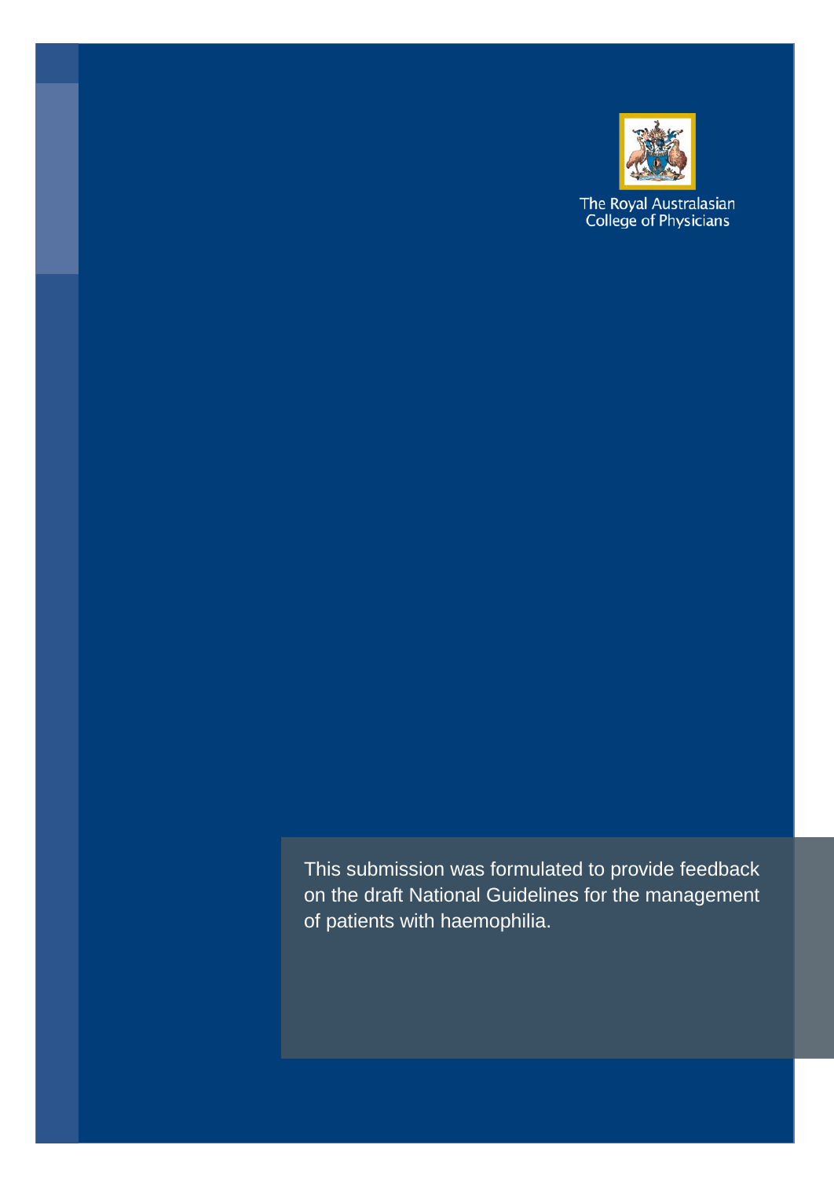The Royal Australasian College of Physicians

This submission was formulated to provide feedback on the draft National Guidelines for the management of patients with haemophilia.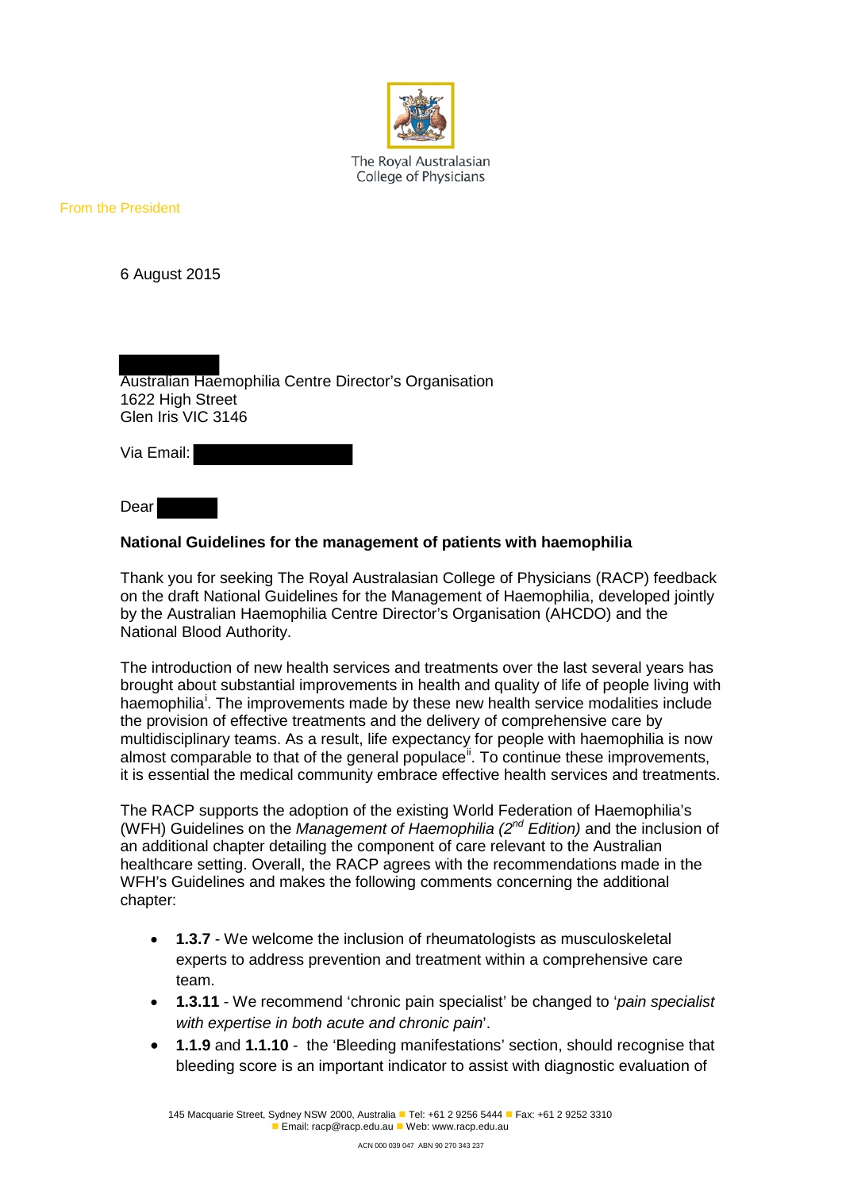The Royal Australasian College of Physicians

From the President

6 August 2015

Australian Haemophilia Centre Director's Organisation
1622 High Street
Glen Iris VIC 3146

Via Email:

Dear

**National Guidelines for the management of patients with haemophilia**

Thank you for seeking The Royal Australasian College of Physicians (RACP) feedback on the draft National Guidelines for the Management of Haemophilia, developed jointly by the Australian Haemophilia Centre Director's Organisation (AHCDO) and the National Blood Authority.

The introduction of new health services and treatments over the last several years has brought about substantial improvements in health and quality of life of people living with haemophilia[i]. The improvements made by these new health service modalities include the provision of effective treatments and the delivery of comprehensive care by multidisciplinary teams. As a result, life expectancy for people with haemophilia is now almost comparable to that of the general populace[ii]. To continue these improvements, it is essential the medical community embrace effective health services and treatments.

The RACP supports the adoption of the existing World Federation of Haemophilia's (WFH) Guidelines on the *Management of Haemophilia (2nd Edition)* and the inclusion of an additional chapter detailing the component of care relevant to the Australian healthcare setting. Overall, the RACP agrees with the recommendations made in the WFH's Guidelines and makes the following comments concerning the additional chapter:

- **1.3.7** - We welcome the inclusion of rheumatologists as musculoskeletal experts to address prevention and treatment within a comprehensive care team.
- **1.3.11** - We recommend 'chronic pain specialist' be changed to '*pain specialist with expertise in both acute and chronic pain*'.
- **1.1.9** and **1.1.10** - the 'Bleeding manifestations' section, should recognise that bleeding score is an important indicator to assist with diagnostic evaluation of

145 Macquarie Street, Sydney NSW 2000, Australia ■ Tel: +61 2 9256 5444 ■ Fax: +61 2 9252 3310
■ Email: racp@racp.edu.au ■ Web: www.racp.edu.au

ACN 000 039 047 ABN 90 270 343 237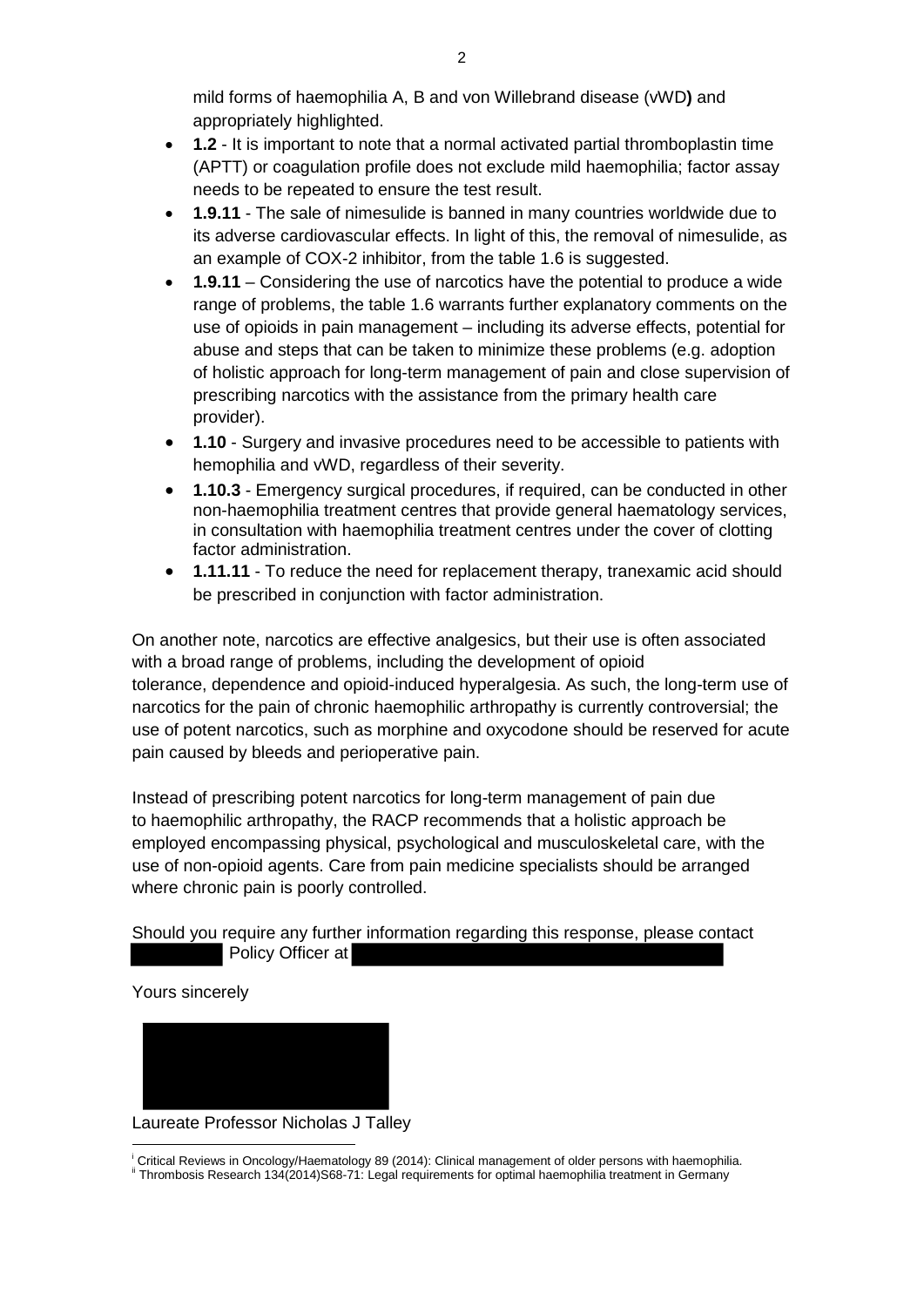mild forms of haemophilia A, B and von Willebrand disease (vWD**)** and appropriately highlighted.

- **1.2** - It is important to note that a normal activated partial thromboplastin time (APTT) or coagulation profile does not exclude mild haemophilia; factor assay needs to be repeated to ensure the test result.
- **1.9.11** - The sale of nimesulide is banned in many countries worldwide due to its adverse cardiovascular effects. In light of this, the removal of nimesulide, as an example of COX-2 inhibitor, from the table 1.6 is suggested.
- **1.9.11** – Considering the use of narcotics have the potential to produce a wide range of problems, the table 1.6 warrants further explanatory comments on the use of opioids in pain management – including its adverse effects, potential for abuse and steps that can be taken to minimize these problems (e.g. adoption of holistic approach for long-term management of pain and close supervision of prescribing narcotics with the assistance from the primary health care provider).
- **1.10** - Surgery and invasive procedures need to be accessible to patients with hemophilia and vWD, regardless of their severity.
- **1.10.3** - Emergency surgical procedures, if required, can be conducted in other non-haemophilia treatment centres that provide general haematology services, in consultation with haemophilia treatment centres under the cover of clotting factor administration.
- **1.11.11** - To reduce the need for replacement therapy, tranexamic acid should be prescribed in conjunction with factor administration.

On another note, narcotics are effective analgesics, but their use is often associated with a broad range of problems, including the development of opioid tolerance, dependence and opioid-induced hyperalgesia. As such, the long-term use of narcotics for the pain of chronic haemophilic arthropathy is currently controversial; the use of potent narcotics, such as morphine and oxycodone should be reserved for acute pain caused by bleeds and perioperative pain.

Instead of prescribing potent narcotics for long-term management of pain due to haemophilic arthropathy, the RACP recommends that a holistic approach be employed encompassing physical, psychological and musculoskeletal care, with the use of non-opioid agents. Care from pain medicine specialists should be arranged where chronic pain is poorly controlled.

Should you require any further information regarding this response, please contact Policy Officer at

Yours sincerely

Laureate Professor Nicholas J Talley

---

[i] Critical Reviews in Oncology/Haematology 89 (2014): Clinical management of older persons with haemophilia.

[ii] Thrombosis Research 134(2014)S68-71: Legal requirements for optimal haemophilia treatment in Germany